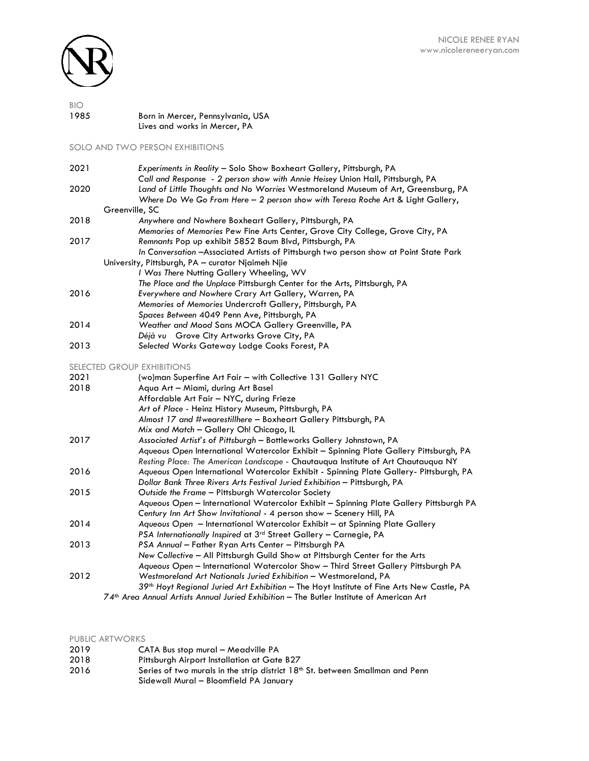NICOLE RENEE RYAN
www.nicolereneeryan.com

## BIO

1985 Born in Mercer, Pennsylvania, USA
Lives and works in Mercer, PA

## SOLO AND TWO PERSON EXHIBITIONS

**2021**
- *Experiments in Reality* – Solo Show Boxheart Gallery, Pittsburgh, PA
- *Call and Response - 2 person show with Annie Heisey* Union Hall, Pittsburgh, PA

**2020**
- *Land of Little Thoughts and No Worries* Westmoreland Museum of Art, Greensburg, PA
- *Where Do We Go From Here – 2 person show with Teresa Roche* Art & Light Gallery, Greenville, SC

**2018**
- *Anywhere and Nowhere* Boxheart Gallery, Pittsburgh, PA
- *Memories of Memories* Pew Fine Arts Center, Grove City College, Grove City, PA

**2017**
- *Remnants* Pop up exhibit 5852 Baum Blvd, Pittsburgh, PA
- *In Conversation* –Associated Artists of Pittsburgh two person show at Point State Park University, Pittsburgh, PA – curator Njaimeh Njie
- *I Was There* Nutting Gallery Wheeling, WV
- *The Place and the Unplace* Pittsburgh Center for the Arts, Pittsburgh, PA

**2016**
- *Everywhere and Nowhere* Crary Art Gallery, Warren, PA
- *Memories of Memories* Undercroft Gallery, Pittsburgh, PA
- *Spaces Between* 4049 Penn Ave, Pittsburgh, PA

**2014**
- *Weather and Mood* Sans MOCA Gallery Greenville, PA
- *Déjà vu* Grove City Artworks Grove City, PA

**2013**
- *Selected Works* Gateway Lodge Cooks Forest, PA

## SELECTED GROUP EXHIBITIONS

**2021**
- (wo)man Superfine Art Fair – with Collective 131 Gallery NYC

**2018**
- Aqua Art – Miami, during Art Basel
- Affordable Art Fair – NYC, during Frieze
- *Art of Place* - Heinz History Museum, Pittsburgh, PA
- *Almost 17 and #wearestillhere* – Boxheart Gallery Pittsburgh, PA
- *Mix and Match* – Gallery Oh! Chicago, IL

**2017**
- *Associated Artist's of Pittsburgh* – Bottleworks Gallery Johnstown, PA
- *Aqueous Open* International Watercolor Exhibit – Spinning Plate Gallery Pittsburgh, PA
- *Resting Place: The American Landscape* - Chautauqua Institute of Art Chautauqua NY

**2016**
- *Aqueous Open* International Watercolor Exhibit - Spinning Plate Gallery- Pittsburgh, PA
- *Dollar Bank Three Rivers Arts Festival Juried Exhibition* – Pittsburgh, PA

**2015**
- *Outside the Frame* – Pittsburgh Watercolor Society
- *Aqueous Open* – International Watercolor Exhibit – Spinning Plate Gallery Pittsburgh PA
- *Century Inn Art Show Invitational* - 4 person show – Scenery Hill, PA

**2014**
- *Aqueous Open* – International Watercolor Exhibit – at Spinning Plate Gallery
- *PSA Internationally Inspired* at 3rd Street Gallery – Carnegie, PA

**2013**
- *PSA Annual* – Father Ryan Arts Center – Pittsburgh PA
- *New Collective* – All Pittsburgh Guild Show at Pittsburgh Center for the Arts
- *Aqueous Open* – International Watercolor Show – Third Street Gallery Pittsburgh PA

**2012**
- *Westmoreland Art Nationals Juried Exhibition* – Westmoreland, PA
- *39th Hoyt Regional Juried Art Exhibition* – The Hoyt Institute of Fine Arts New Castle, PA
- *74th Area Annual Artists Annual Juried Exhibition* – The Butler Institute of American Art

## PUBLIC ARTWORKS

**2019**
- CATA Bus stop mural – Meadville PA

**2018**
- Pittsburgh Airport Installation at Gate B27

**2016**
- Series of two murals in the strip district 18th St. between Smallman and Penn
- Sidewall Mural – Bloomfield PA January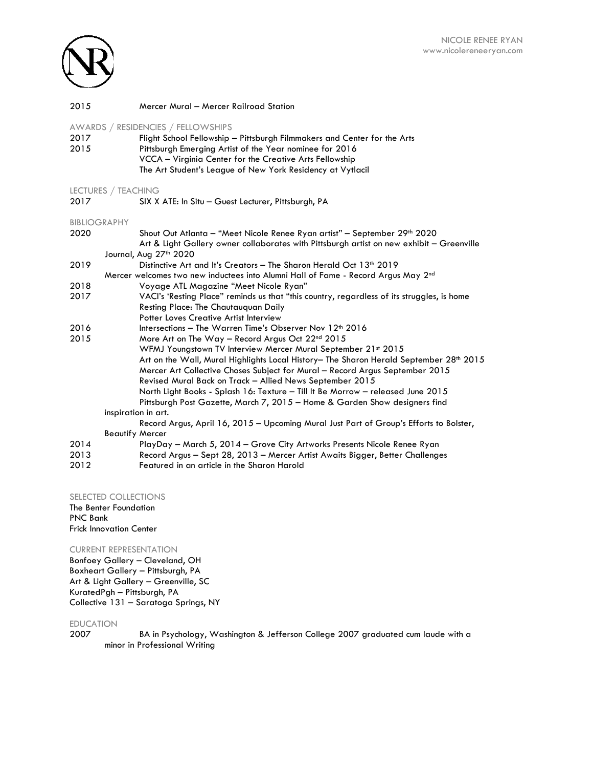2015 Mercer Mural – Mercer Railroad Station

## AWARDS / RESIDENCIES / FELLOWSHIPS

2017 Flight School Fellowship – Pittsburgh Filmmakers and Center for the Arts

2015 Pittsburgh Emerging Artist of the Year nominee for 2016
VCCA – Virginia Center for the Creative Arts Fellowship
The Art Student's League of New York Residency at Vytlacil

## LECTURES / TEACHING

2017 SIX X ATE: In Situ – Guest Lecturer, Pittsburgh, PA

## BIBLIOGRAPHY

2020 Shout Out Atlanta – "Meet Nicole Renee Ryan artist" – September 29th 2020
Art & Light Gallery owner collaborates with Pittsburgh artist on new exhibit – Greenville Journal, Aug 27th 2020

2019 Distinctive Art and It's Creators – The Sharon Herald Oct 13th 2019
Mercer welcomes two new inductees into Alumni Hall of Fame - Record Argus May 2nd

2018 Voyage ATL Magazine "Meet Nicole Ryan"

2017 VACI's 'Resting Place" reminds us that "this country, regardless of its struggles, is home
Resting Place: The Chautauquan Daily
Potter Loves Creative Artist Interview

2016 Intersections – The Warren Time's Observer Nov 12th 2016

2015 More Art on The Way – Record Argus Oct 22nd 2015
WFMJ Youngstown TV Interview Mercer Mural September 21st 2015
Art on the Wall, Mural Highlights Local History– The Sharon Herald September 28th 2015
Mercer Art Collective Choses Subject for Mural – Record Argus September 2015
Revised Mural Back on Track – Allied News September 2015
North Light Books - Splash 16: Texture – Till It Be Morrow – released June 2015
Pittsburgh Post Gazette, March 7, 2015 – Home & Garden Show designers find inspiration in art.
Record Argus, April 16, 2015 – Upcoming Mural Just Part of Group's Efforts to Bolster, Beautify Mercer

2014 PlayDay – March 5, 2014 – Grove City Artworks Presents Nicole Renee Ryan

2013 Record Argus – Sept 28, 2013 – Mercer Artist Awaits Bigger, Better Challenges

2012 Featured in an article in the Sharon Harold

## SELECTED COLLECTIONS

The Benter Foundation
PNC Bank
Frick Innovation Center

## CURRENT REPRESENTATION

Bonfoey Gallery – Cleveland, OH
Boxheart Gallery – Pittsburgh, PA
Art & Light Gallery – Greenville, SC
KuratedPgh – Pittsburgh, PA
Collective 131 – Saratoga Springs, NY

## EDUCATION

2007 BA in Psychology, Washington & Jefferson College 2007 graduated cum laude with a minor in Professional Writing